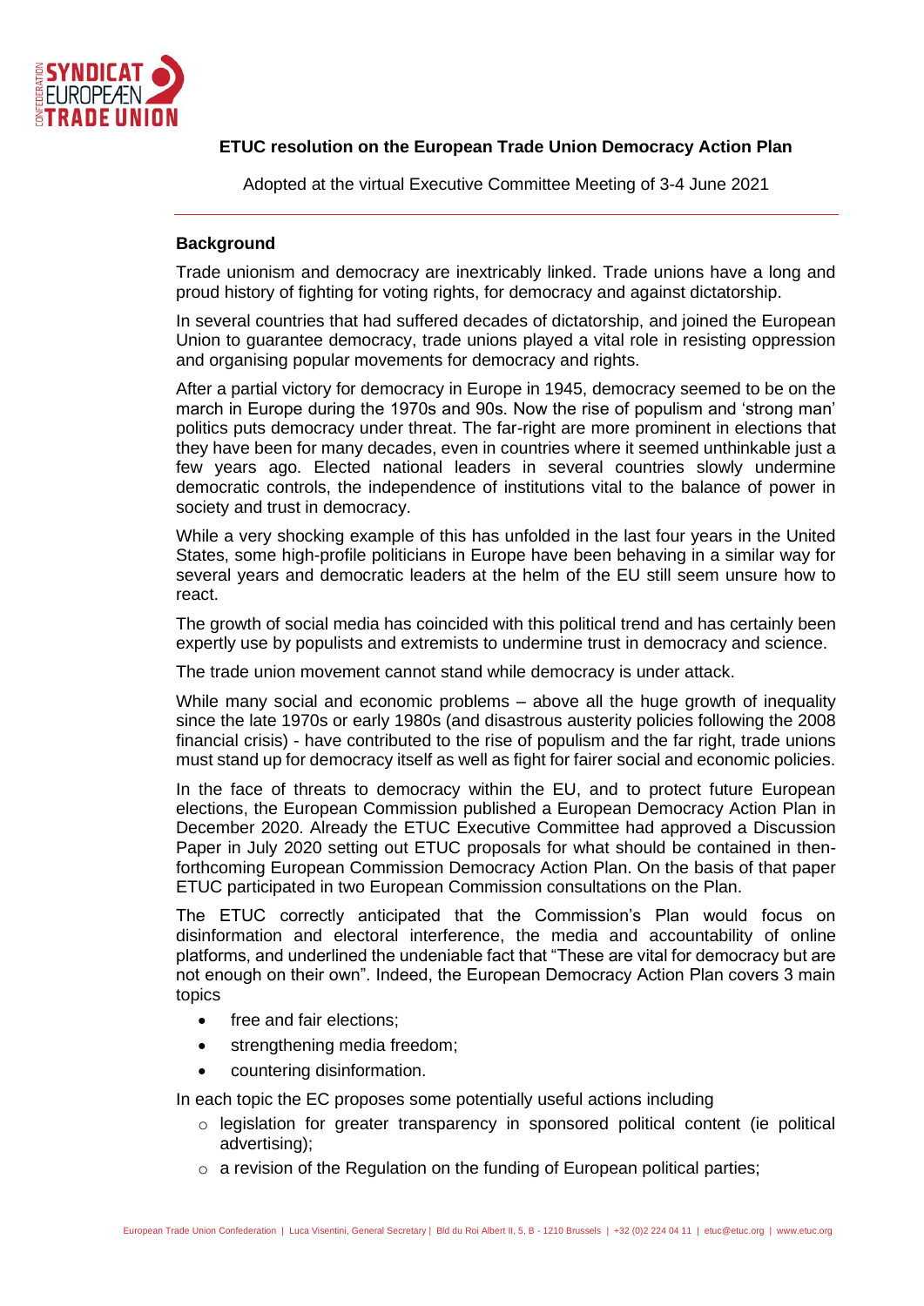# ETUC resolution on the European Trade Union Democracy Action Plan

Adopted at the virtual Executive Committee Meeting of 3-4 June 2021

## Background

Trade unionism and democracy are inextricably linked. Trade unions have a long and proud history of fighting for voting rights, for democracy and against dictatorship.

In several countries that had suffered decades of dictatorship, and joined the European Union to guarantee democracy, trade unions played a vital role in resisting oppression and organising popular movements for democracy and rights.

After a partial victory for democracy in Europe in 1945, democracy seemed to be on the march in Europe during the 1970s and 90s. Now the rise of populism and 'strong man' politics puts democracy under threat. The far-right are more prominent in elections that they have been for many decades, even in countries where it seemed unthinkable just a few years ago. Elected national leaders in several countries slowly undermine democratic controls, the independence of institutions vital to the balance of power in society and trust in democracy.

While a very shocking example of this has unfolded in the last four years in the United States, some high-profile politicians in Europe have been behaving in a similar way for several years and democratic leaders at the helm of the EU still seem unsure how to react.

The growth of social media has coincided with this political trend and has certainly been expertly use by populists and extremists to undermine trust in democracy and science.

The trade union movement cannot stand while democracy is under attack.

While many social and economic problems – above all the huge growth of inequality since the late 1970s or early 1980s (and disastrous austerity policies following the 2008 financial crisis) - have contributed to the rise of populism and the far right, trade unions must stand up for democracy itself as well as fight for fairer social and economic policies.

In the face of threats to democracy within the EU, and to protect future European elections, the European Commission published a European Democracy Action Plan in December 2020. Already the ETUC Executive Committee had approved a Discussion Paper in July 2020 setting out ETUC proposals for what should be contained in then-forthcoming European Commission Democracy Action Plan. On the basis of that paper ETUC participated in two European Commission consultations on the Plan.

The ETUC correctly anticipated that the Commission's Plan would focus on disinformation and electoral interference, the media and accountability of online platforms, and underlined the undeniable fact that "These are vital for democracy but are not enough on their own". Indeed, the European Democracy Action Plan covers 3 main topics

- free and fair elections;
- strengthening media freedom;
- countering disinformation.

In each topic the EC proposes some potentially useful actions including

- legislation for greater transparency in sponsored political content (ie political advertising);
- a revision of the Regulation on the funding of European political parties;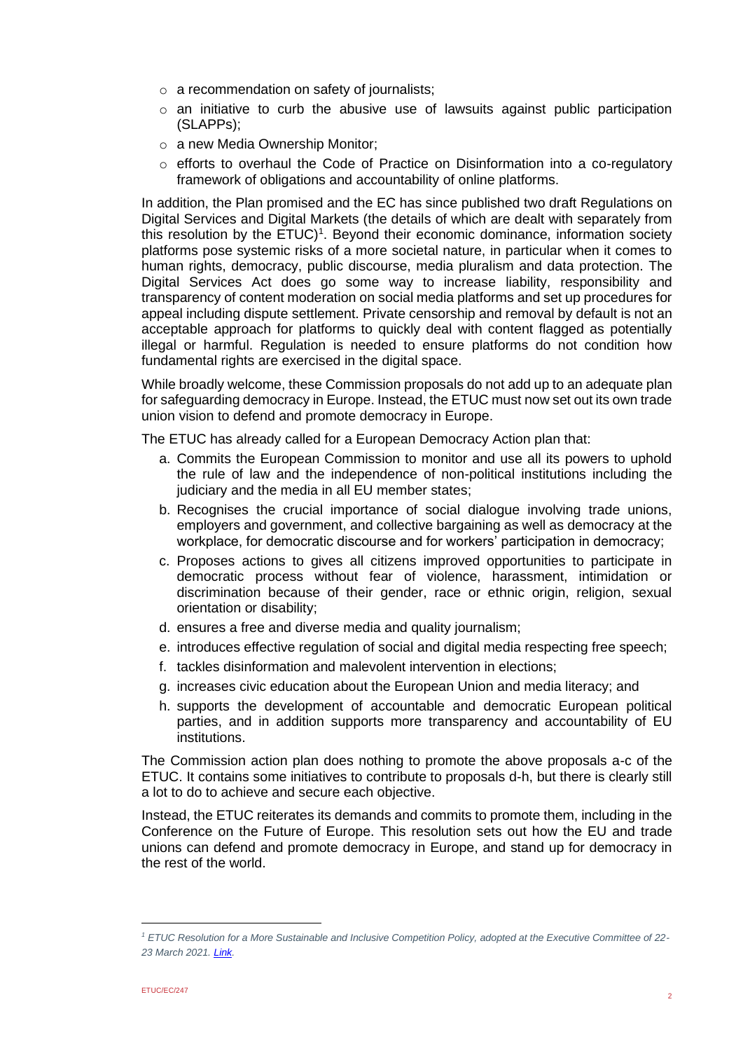- a recommendation on safety of journalists;
- an initiative to curb the abusive use of lawsuits against public participation (SLAPPs);
- a new Media Ownership Monitor;
- efforts to overhaul the Code of Practice on Disinformation into a co-regulatory framework of obligations and accountability of online platforms.

In addition, the Plan promised and the EC has since published two draft Regulations on Digital Services and Digital Markets (the details of which are dealt with separately from this resolution by the ETUC)[1]. Beyond their economic dominance, information society platforms pose systemic risks of a more societal nature, in particular when it comes to human rights, democracy, public discourse, media pluralism and data protection. The Digital Services Act does go some way to increase liability, responsibility and transparency of content moderation on social media platforms and set up procedures for appeal including dispute settlement. Private censorship and removal by default is not an acceptable approach for platforms to quickly deal with content flagged as potentially illegal or harmful. Regulation is needed to ensure platforms do not condition how fundamental rights are exercised in the digital space.

While broadly welcome, these Commission proposals do not add up to an adequate plan for safeguarding democracy in Europe. Instead, the ETUC must now set out its own trade union vision to defend and promote democracy in Europe.

The ETUC has already called for a European Democracy Action plan that:

a. Commits the European Commission to monitor and use all its powers to uphold the rule of law and the independence of non-political institutions including the judiciary and the media in all EU member states;
b. Recognises the crucial importance of social dialogue involving trade unions, employers and government, and collective bargaining as well as democracy at the workplace, for democratic discourse and for workers' participation in democracy;
c. Proposes actions to gives all citizens improved opportunities to participate in democratic process without fear of violence, harassment, intimidation or discrimination because of their gender, race or ethnic origin, religion, sexual orientation or disability;
d. ensures a free and diverse media and quality journalism;
e. introduces effective regulation of social and digital media respecting free speech;
f. tackles disinformation and malevolent intervention in elections;
g. increases civic education about the European Union and media literacy; and
h. supports the development of accountable and democratic European political parties, and in addition supports more transparency and accountability of EU institutions.

The Commission action plan does nothing to promote the above proposals a-c of the ETUC. It contains some initiatives to contribute to proposals d-h, but there is clearly still a lot to do to achieve and secure each objective.

Instead, the ETUC reiterates its demands and commits to promote them, including in the Conference on the Future of Europe. This resolution sets out how the EU and trade unions can defend and promote democracy in Europe, and stand up for democracy in the rest of the world.

---

[1] *ETUC Resolution for a More Sustainable and Inclusive Competition Policy, adopted at the Executive Committee of 22-23 March 2021. Link.*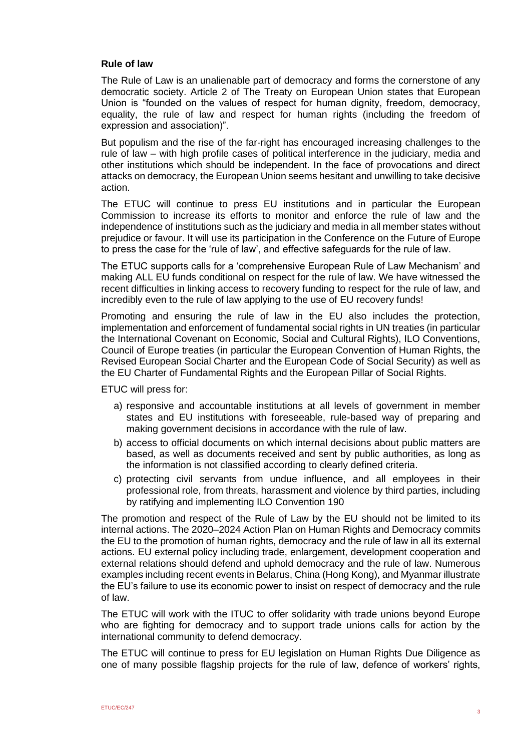### Rule of law

The Rule of Law is an unalienable part of democracy and forms the cornerstone of any democratic society. Article 2 of The Treaty on European Union states that European Union is "founded on the values of respect for human dignity, freedom, democracy, equality, the rule of law and respect for human rights (including the freedom of expression and association)".

But populism and the rise of the far-right has encouraged increasing challenges to the rule of law – with high profile cases of political interference in the judiciary, media and other institutions which should be independent. In the face of provocations and direct attacks on democracy, the European Union seems hesitant and unwilling to take decisive action.

The ETUC will continue to press EU institutions and in particular the European Commission to increase its efforts to monitor and enforce the rule of law and the independence of institutions such as the judiciary and media in all member states without prejudice or favour. It will use its participation in the Conference on the Future of Europe to press the case for the 'rule of law', and effective safeguards for the rule of law.

The ETUC supports calls for a 'comprehensive European Rule of Law Mechanism' and making ALL EU funds conditional on respect for the rule of law. We have witnessed the recent difficulties in linking access to recovery funding to respect for the rule of law, and incredibly even to the rule of law applying to the use of EU recovery funds!

Promoting and ensuring the rule of law in the EU also includes the protection, implementation and enforcement of fundamental social rights in UN treaties (in particular the International Covenant on Economic, Social and Cultural Rights), ILO Conventions, Council of Europe treaties (in particular the European Convention of Human Rights, the Revised European Social Charter and the European Code of Social Security) as well as the EU Charter of Fundamental Rights and the European Pillar of Social Rights.

ETUC will press for:

a) responsive and accountable institutions at all levels of government in member states and EU institutions with foreseeable, rule-based way of preparing and making government decisions in accordance with the rule of law.
b) access to official documents on which internal decisions about public matters are based, as well as documents received and sent by public authorities, as long as the information is not classified according to clearly defined criteria.
c) protecting civil servants from undue influence, and all employees in their professional role, from threats, harassment and violence by third parties, including by ratifying and implementing ILO Convention 190

The promotion and respect of the Rule of Law by the EU should not be limited to its internal actions. The 2020–2024 Action Plan on Human Rights and Democracy commits the EU to the promotion of human rights, democracy and the rule of law in all its external actions. EU external policy including trade, enlargement, development cooperation and external relations should defend and uphold democracy and the rule of law. Numerous examples including recent events in Belarus, China (Hong Kong), and Myanmar illustrate the EU's failure to use its economic power to insist on respect of democracy and the rule of law.

The ETUC will work with the ITUC to offer solidarity with trade unions beyond Europe who are fighting for democracy and to support trade unions calls for action by the international community to defend democracy.

The ETUC will continue to press for EU legislation on Human Rights Due Diligence as one of many possible flagship projects for the rule of law, defence of workers' rights,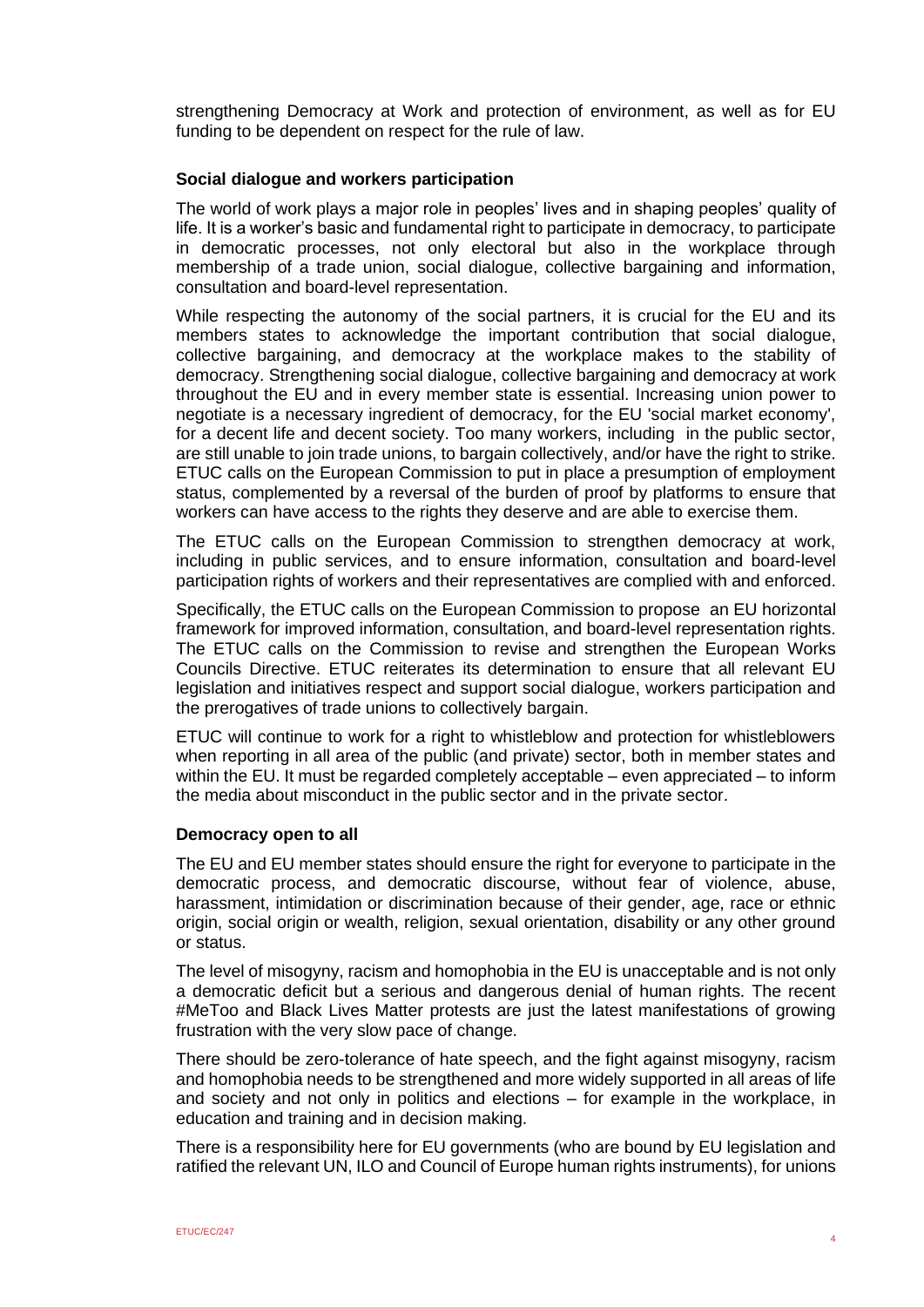strengthening Democracy at Work and protection of environment, as well as for EU funding to be dependent on respect for the rule of law.

**Social dialogue and workers participation**

The world of work plays a major role in peoples' lives and in shaping peoples' quality of life. It is a worker's basic and fundamental right to participate in democracy, to participate in democratic processes, not only electoral but also in the workplace through membership of a trade union, social dialogue, collective bargaining and information, consultation and board-level representation.

While respecting the autonomy of the social partners, it is crucial for the EU and its members states to acknowledge the important contribution that social dialogue, collective bargaining, and democracy at the workplace makes to the stability of democracy. Strengthening social dialogue, collective bargaining and democracy at work throughout the EU and in every member state is essential. Increasing union power to negotiate is a necessary ingredient of democracy, for the EU 'social market economy', for a decent life and decent society. Too many workers, including in the public sector, are still unable to join trade unions, to bargain collectively, and/or have the right to strike. ETUC calls on the European Commission to put in place a presumption of employment status, complemented by a reversal of the burden of proof by platforms to ensure that workers can have access to the rights they deserve and are able to exercise them.

The ETUC calls on the European Commission to strengthen democracy at work, including in public services, and to ensure information, consultation and board-level participation rights of workers and their representatives are complied with and enforced.

Specifically, the ETUC calls on the European Commission to propose an EU horizontal framework for improved information, consultation, and board-level representation rights. The ETUC calls on the Commission to revise and strengthen the European Works Councils Directive. ETUC reiterates its determination to ensure that all relevant EU legislation and initiatives respect and support social dialogue, workers participation and the prerogatives of trade unions to collectively bargain.

ETUC will continue to work for a right to whistleblow and protection for whistleblowers when reporting in all area of the public (and private) sector, both in member states and within the EU. It must be regarded completely acceptable – even appreciated – to inform the media about misconduct in the public sector and in the private sector.

**Democracy open to all**

The EU and EU member states should ensure the right for everyone to participate in the democratic process, and democratic discourse, without fear of violence, abuse, harassment, intimidation or discrimination because of their gender, age, race or ethnic origin, social origin or wealth, religion, sexual orientation, disability or any other ground or status.

The level of misogyny, racism and homophobia in the EU is unacceptable and is not only a democratic deficit but a serious and dangerous denial of human rights. The recent #MeToo and Black Lives Matter protests are just the latest manifestations of growing frustration with the very slow pace of change.

There should be zero-tolerance of hate speech, and the fight against misogyny, racism and homophobia needs to be strengthened and more widely supported in all areas of life and society and not only in politics and elections – for example in the workplace, in education and training and in decision making.

There is a responsibility here for EU governments (who are bound by EU legislation and ratified the relevant UN, ILO and Council of Europe human rights instruments), for unions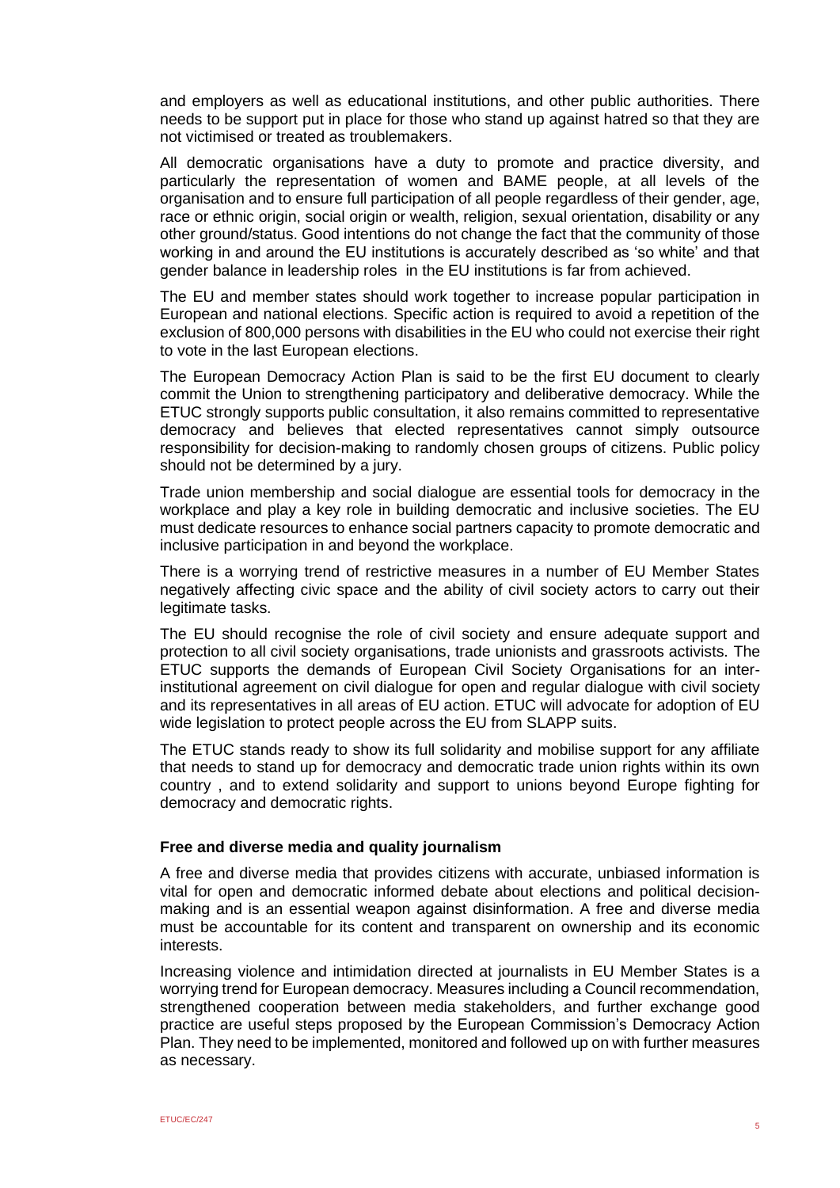and employers as well as educational institutions, and other public authorities. There needs to be support put in place for those who stand up against hatred so that they are not victimised or treated as troublemakers.

All democratic organisations have a duty to promote and practice diversity, and particularly the representation of women and BAME people, at all levels of the organisation and to ensure full participation of all people regardless of their gender, age, race or ethnic origin, social origin or wealth, religion, sexual orientation, disability or any other ground/status. Good intentions do not change the fact that the community of those working in and around the EU institutions is accurately described as 'so white' and that gender balance in leadership roles in the EU institutions is far from achieved.

The EU and member states should work together to increase popular participation in European and national elections. Specific action is required to avoid a repetition of the exclusion of 800,000 persons with disabilities in the EU who could not exercise their right to vote in the last European elections.

The European Democracy Action Plan is said to be the first EU document to clearly commit the Union to strengthening participatory and deliberative democracy. While the ETUC strongly supports public consultation, it also remains committed to representative democracy and believes that elected representatives cannot simply outsource responsibility for decision-making to randomly chosen groups of citizens. Public policy should not be determined by a jury.

Trade union membership and social dialogue are essential tools for democracy in the workplace and play a key role in building democratic and inclusive societies. The EU must dedicate resources to enhance social partners capacity to promote democratic and inclusive participation in and beyond the workplace.

There is a worrying trend of restrictive measures in a number of EU Member States negatively affecting civic space and the ability of civil society actors to carry out their legitimate tasks.

The EU should recognise the role of civil society and ensure adequate support and protection to all civil society organisations, trade unionists and grassroots activists. The ETUC supports the demands of European Civil Society Organisations for an inter-institutional agreement on civil dialogue for open and regular dialogue with civil society and its representatives in all areas of EU action. ETUC will advocate for adoption of EU wide legislation to protect people across the EU from SLAPP suits.

The ETUC stands ready to show its full solidarity and mobilise support for any affiliate that needs to stand up for democracy and democratic trade union rights within its own country , and to extend solidarity and support to unions beyond Europe fighting for democracy and democratic rights.

**Free and diverse media and quality journalism**

A free and diverse media that provides citizens with accurate, unbiased information is vital for open and democratic informed debate about elections and political decision-making and is an essential weapon against disinformation. A free and diverse media must be accountable for its content and transparent on ownership and its economic interests.

Increasing violence and intimidation directed at journalists in EU Member States is a worrying trend for European democracy. Measures including a Council recommendation, strengthened cooperation between media stakeholders, and further exchange good practice are useful steps proposed by the European Commission's Democracy Action Plan. They need to be implemented, monitored and followed up on with further measures as necessary.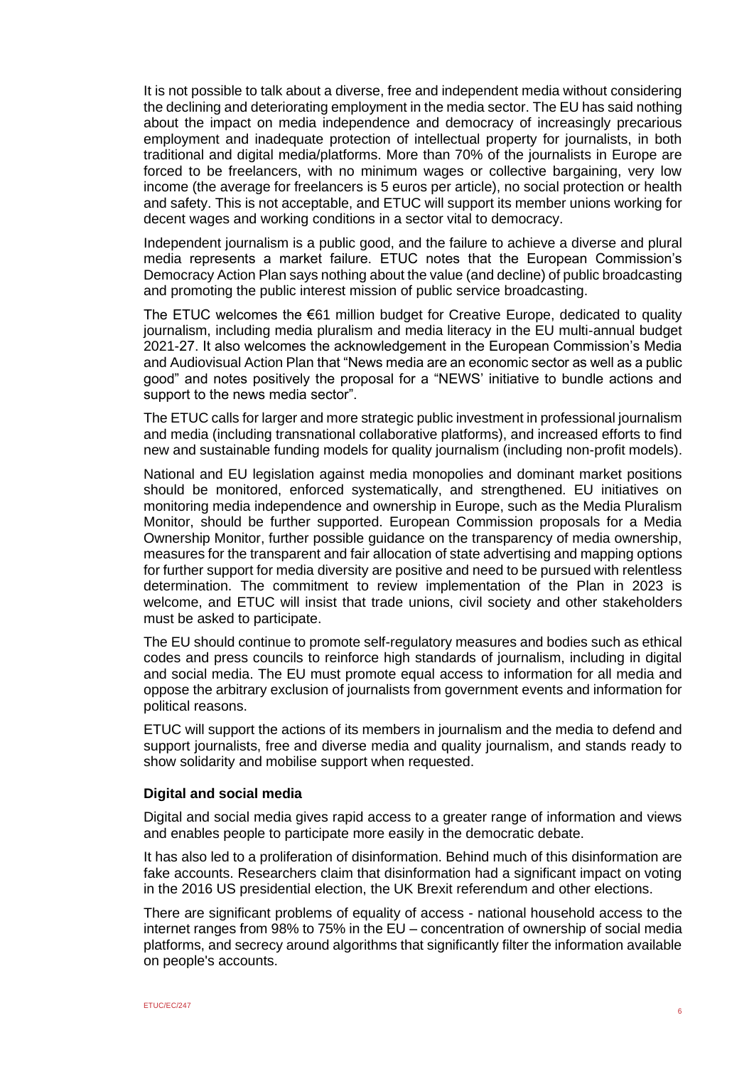It is not possible to talk about a diverse, free and independent media without considering the declining and deteriorating employment in the media sector. The EU has said nothing about the impact on media independence and democracy of increasingly precarious employment and inadequate protection of intellectual property for journalists, in both traditional and digital media/platforms. More than 70% of the journalists in Europe are forced to be freelancers, with no minimum wages or collective bargaining, very low income (the average for freelancers is 5 euros per article), no social protection or health and safety. This is not acceptable, and ETUC will support its member unions working for decent wages and working conditions in a sector vital to democracy.

Independent journalism is a public good, and the failure to achieve a diverse and plural media represents a market failure. ETUC notes that the European Commission's Democracy Action Plan says nothing about the value (and decline) of public broadcasting and promoting the public interest mission of public service broadcasting.

The ETUC welcomes the €61 million budget for Creative Europe, dedicated to quality journalism, including media pluralism and media literacy in the EU multi-annual budget 2021-27. It also welcomes the acknowledgement in the European Commission's Media and Audiovisual Action Plan that "News media are an economic sector as well as a public good" and notes positively the proposal for a "NEWS' initiative to bundle actions and support to the news media sector".

The ETUC calls for larger and more strategic public investment in professional journalism and media (including transnational collaborative platforms), and increased efforts to find new and sustainable funding models for quality journalism (including non-profit models).

National and EU legislation against media monopolies and dominant market positions should be monitored, enforced systematically, and strengthened. EU initiatives on monitoring media independence and ownership in Europe, such as the Media Pluralism Monitor, should be further supported. European Commission proposals for a Media Ownership Monitor, further possible guidance on the transparency of media ownership, measures for the transparent and fair allocation of state advertising and mapping options for further support for media diversity are positive and need to be pursued with relentless determination. The commitment to review implementation of the Plan in 2023 is welcome, and ETUC will insist that trade unions, civil society and other stakeholders must be asked to participate.

The EU should continue to promote self-regulatory measures and bodies such as ethical codes and press councils to reinforce high standards of journalism, including in digital and social media. The EU must promote equal access to information for all media and oppose the arbitrary exclusion of journalists from government events and information for political reasons.

ETUC will support the actions of its members in journalism and the media to defend and support journalists, free and diverse media and quality journalism, and stands ready to show solidarity and mobilise support when requested.

### Digital and social media

Digital and social media gives rapid access to a greater range of information and views and enables people to participate more easily in the democratic debate.

It has also led to a proliferation of disinformation. Behind much of this disinformation are fake accounts. Researchers claim that disinformation had a significant impact on voting in the 2016 US presidential election, the UK Brexit referendum and other elections.

There are significant problems of equality of access - national household access to the internet ranges from 98% to 75% in the EU – concentration of ownership of social media platforms, and secrecy around algorithms that significantly filter the information available on people's accounts.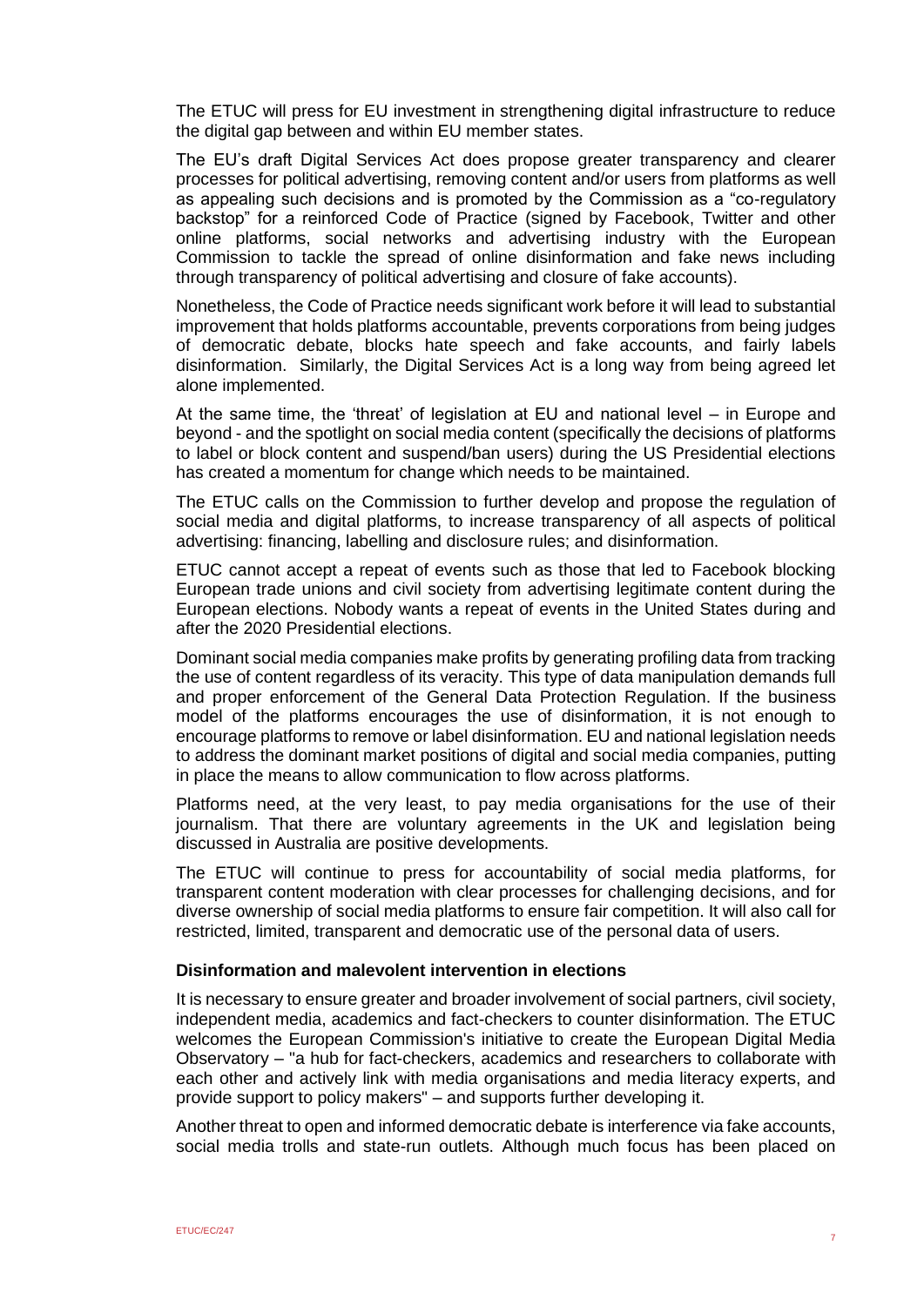The ETUC will press for EU investment in strengthening digital infrastructure to reduce the digital gap between and within EU member states.

The EU's draft Digital Services Act does propose greater transparency and clearer processes for political advertising, removing content and/or users from platforms as well as appealing such decisions and is promoted by the Commission as a "co-regulatory backstop" for a reinforced Code of Practice (signed by Facebook, Twitter and other online platforms, social networks and advertising industry with the European Commission to tackle the spread of online disinformation and fake news including through transparency of political advertising and closure of fake accounts).

Nonetheless, the Code of Practice needs significant work before it will lead to substantial improvement that holds platforms accountable, prevents corporations from being judges of democratic debate, blocks hate speech and fake accounts, and fairly labels disinformation. Similarly, the Digital Services Act is a long way from being agreed let alone implemented.

At the same time, the 'threat' of legislation at EU and national level – in Europe and beyond - and the spotlight on social media content (specifically the decisions of platforms to label or block content and suspend/ban users) during the US Presidential elections has created a momentum for change which needs to be maintained.

The ETUC calls on the Commission to further develop and propose the regulation of social media and digital platforms, to increase transparency of all aspects of political advertising: financing, labelling and disclosure rules; and disinformation.

ETUC cannot accept a repeat of events such as those that led to Facebook blocking European trade unions and civil society from advertising legitimate content during the European elections. Nobody wants a repeat of events in the United States during and after the 2020 Presidential elections.

Dominant social media companies make profits by generating profiling data from tracking the use of content regardless of its veracity. This type of data manipulation demands full and proper enforcement of the General Data Protection Regulation. If the business model of the platforms encourages the use of disinformation, it is not enough to encourage platforms to remove or label disinformation. EU and national legislation needs to address the dominant market positions of digital and social media companies, putting in place the means to allow communication to flow across platforms.

Platforms need, at the very least, to pay media organisations for the use of their journalism. That there are voluntary agreements in the UK and legislation being discussed in Australia are positive developments.

The ETUC will continue to press for accountability of social media platforms, for transparent content moderation with clear processes for challenging decisions, and for diverse ownership of social media platforms to ensure fair competition. It will also call for restricted, limited, transparent and democratic use of the personal data of users.

**Disinformation and malevolent intervention in elections**

It is necessary to ensure greater and broader involvement of social partners, civil society, independent media, academics and fact-checkers to counter disinformation. The ETUC welcomes the European Commission's initiative to create the European Digital Media Observatory – "a hub for fact-checkers, academics and researchers to collaborate with each other and actively link with media organisations and media literacy experts, and provide support to policy makers" – and supports further developing it.

Another threat to open and informed democratic debate is interference via fake accounts, social media trolls and state-run outlets. Although much focus has been placed on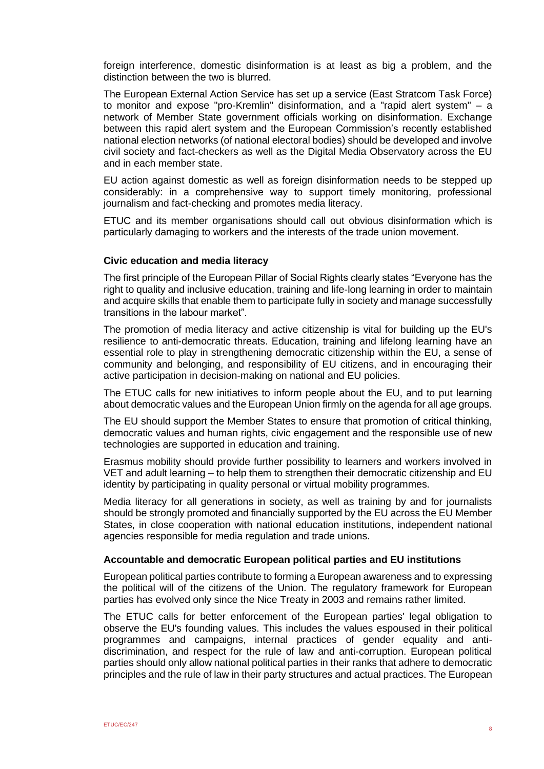foreign interference, domestic disinformation is at least as big a problem, and the distinction between the two is blurred.

The European External Action Service has set up a service (East Stratcom Task Force) to monitor and expose "pro-Kremlin" disinformation, and a "rapid alert system" – a network of Member State government officials working on disinformation. Exchange between this rapid alert system and the European Commission's recently established national election networks (of national electoral bodies) should be developed and involve civil society and fact-checkers as well as the Digital Media Observatory across the EU and in each member state.

EU action against domestic as well as foreign disinformation needs to be stepped up considerably: in a comprehensive way to support timely monitoring, professional journalism and fact-checking and promotes media literacy.

ETUC and its member organisations should call out obvious disinformation which is particularly damaging to workers and the interests of the trade union movement.

### Civic education and media literacy

The first principle of the European Pillar of Social Rights clearly states "Everyone has the right to quality and inclusive education, training and life-long learning in order to maintain and acquire skills that enable them to participate fully in society and manage successfully transitions in the labour market".

The promotion of media literacy and active citizenship is vital for building up the EU's resilience to anti-democratic threats. Education, training and lifelong learning have an essential role to play in strengthening democratic citizenship within the EU, a sense of community and belonging, and responsibility of EU citizens, and in encouraging their active participation in decision-making on national and EU policies.

The ETUC calls for new initiatives to inform people about the EU, and to put learning about democratic values and the European Union firmly on the agenda for all age groups.

The EU should support the Member States to ensure that promotion of critical thinking, democratic values and human rights, civic engagement and the responsible use of new technologies are supported in education and training.

Erasmus mobility should provide further possibility to learners and workers involved in VET and adult learning – to help them to strengthen their democratic citizenship and EU identity by participating in quality personal or virtual mobility programmes.

Media literacy for all generations in society, as well as training by and for journalists should be strongly promoted and financially supported by the EU across the EU Member States, in close cooperation with national education institutions, independent national agencies responsible for media regulation and trade unions.

### Accountable and democratic European political parties and EU institutions

European political parties contribute to forming a European awareness and to expressing the political will of the citizens of the Union. The regulatory framework for European parties has evolved only since the Nice Treaty in 2003 and remains rather limited.

The ETUC calls for better enforcement of the European parties' legal obligation to observe the EU's founding values. This includes the values espoused in their political programmes and campaigns, internal practices of gender equality and anti-discrimination, and respect for the rule of law and anti-corruption. European political parties should only allow national political parties in their ranks that adhere to democratic principles and the rule of law in their party structures and actual practices. The European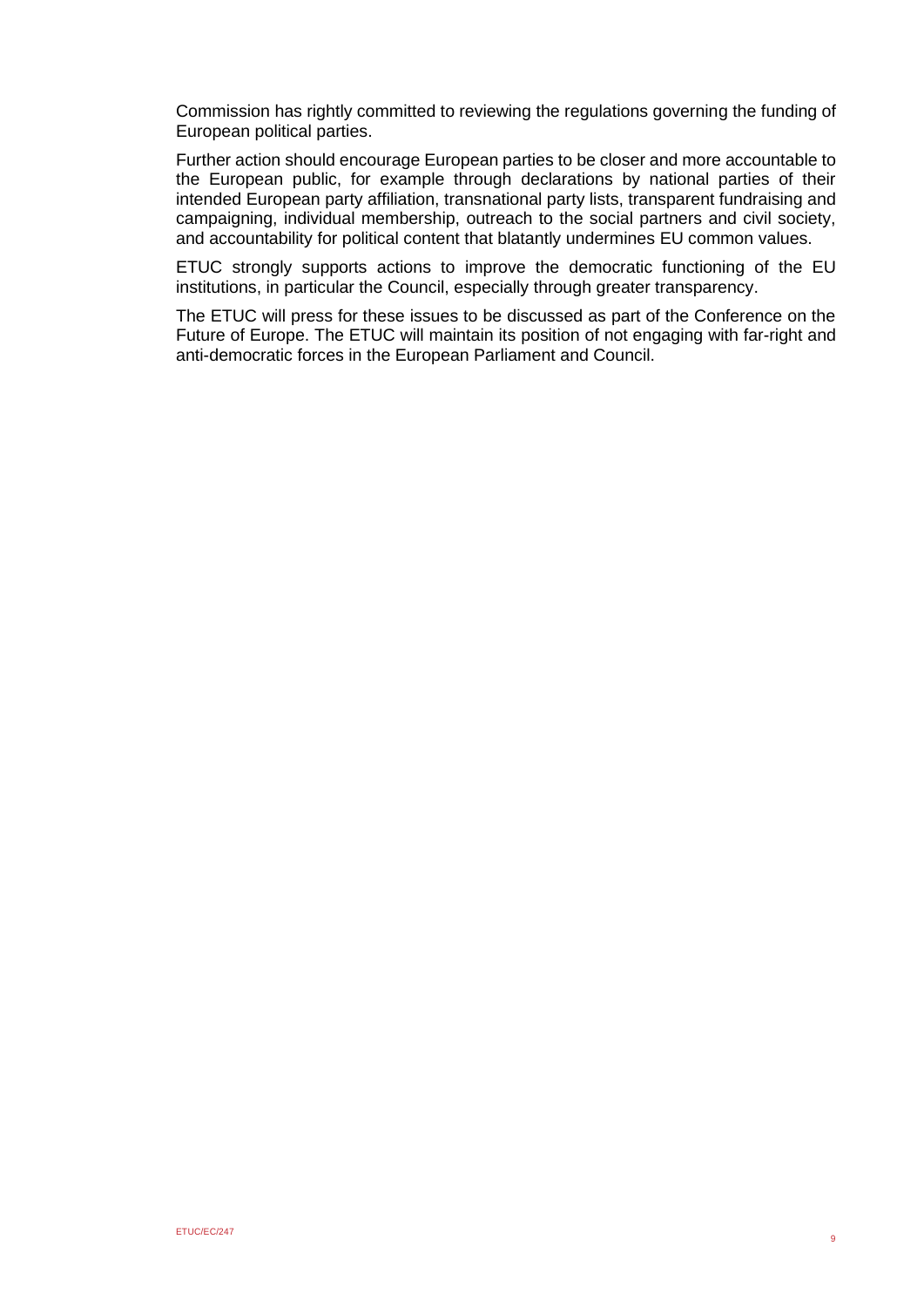Commission has rightly committed to reviewing the regulations governing the funding of European political parties.

Further action should encourage European parties to be closer and more accountable to the European public, for example through declarations by national parties of their intended European party affiliation, transnational party lists, transparent fundraising and campaigning, individual membership, outreach to the social partners and civil society, and accountability for political content that blatantly undermines EU common values.

ETUC strongly supports actions to improve the democratic functioning of the EU institutions, in particular the Council, especially through greater transparency.

The ETUC will press for these issues to be discussed as part of the Conference on the Future of Europe. The ETUC will maintain its position of not engaging with far-right and anti-democratic forces in the European Parliament and Council.